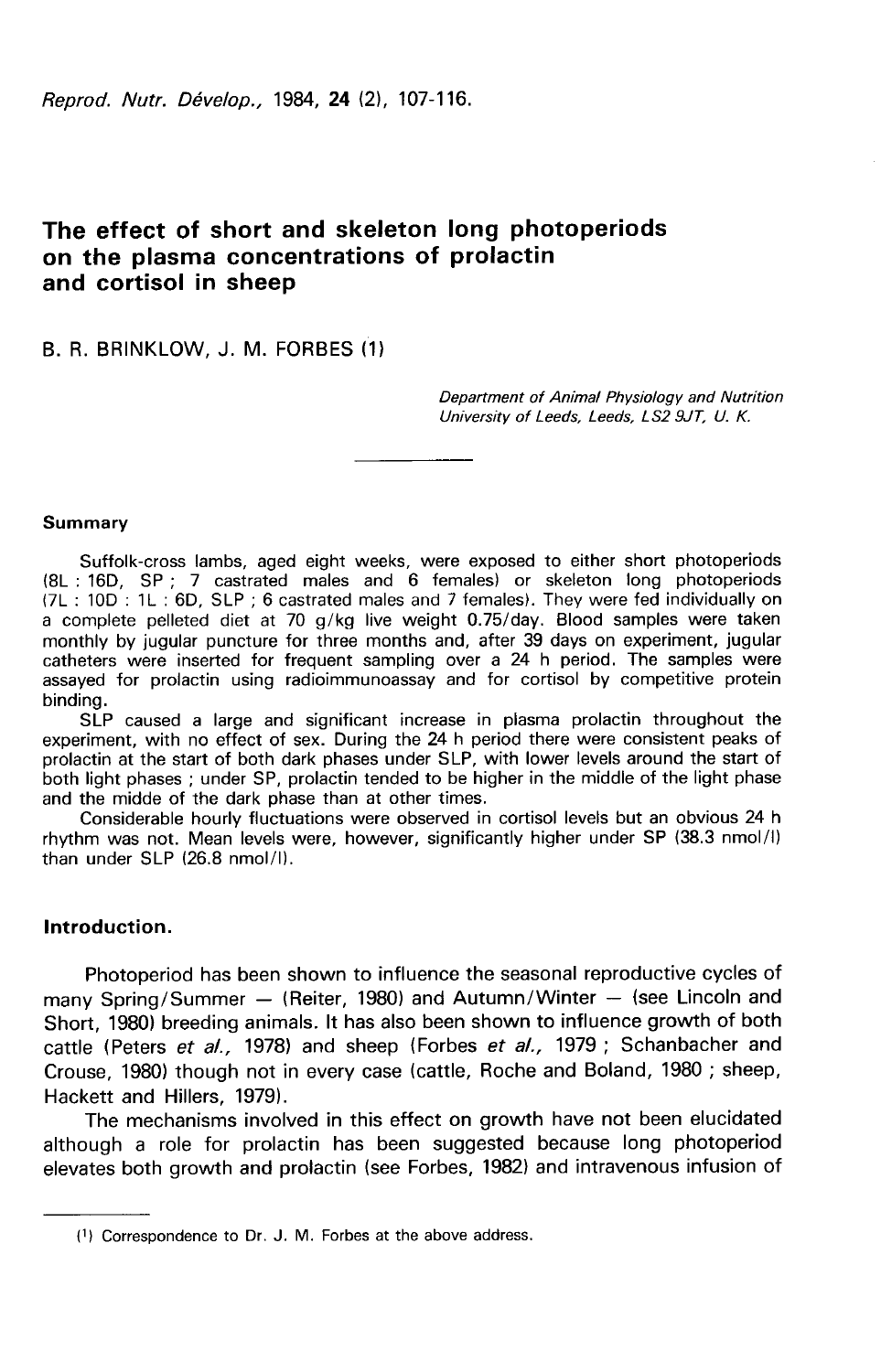# The effect of short and skeleton long photoperiods on the plasma concentrations of prolactin and cortisol in sheep

B. R. BRINKLOW, J. M. FORBES (1)

*Department of Animal Physiology and Nutrition*
*University of Leeds, Leeds, LS2 9JT, U. K.*

## Summary

Suffolk-cross lambs, aged eight weeks, were exposed to either short photoperiods (8L : 16D, SP ; 7 castrated males and 6 females) or skeleton long photoperiods (7L : 10D : 1L : 6D, SLP ; 6 castrated males and 7 females). They were fed individually on a complete pelleted diet at 70 g/kg live weight 0.75/day. Blood samples were taken monthly by jugular puncture for three months and, after 39 days on experiment, jugular catheters were inserted for frequent sampling over a 24 h period. The samples were assayed for prolactin using radioimmunoassay and for cortisol by competitive protein binding.

SLP caused a large and significant increase in plasma prolactin throughout the experiment, with no effect of sex. During the 24 h period there were consistent peaks of prolactin at the start of both dark phases under SLP, with lower levels around the start of both light phases ; under SP, prolactin tended to be higher in the middle of the light phase and the midde of the dark phase than at other times.

Considerable hourly fluctuations were observed in cortisol levels but an obvious 24 h rhythm was not. Mean levels were, however, significantly higher under SP (38.3 nmol/l) than under SLP (26.8 nmol/l).

## Introduction.

Photoperiod has been shown to influence the seasonal reproductive cycles of many Spring/Summer — (Reiter, 1980) and Autumn/Winter — (see Lincoln and Short, 1980) breeding animals. It has also been shown to influence growth of both cattle (Peters *et al.*, 1978) and sheep (Forbes *et al.*, 1979 ; Schanbacher and Crouse, 1980) though not in every case (cattle, Roche and Boland, 1980 ; sheep, Hackett and Hillers, 1979).

The mechanisms involved in this effect on growth have not been elucidated although a role for prolactin has been suggested because long photoperiod elevates both growth and prolactin (see Forbes, 1982) and intravenous infusion of

(1) Correspondence to Dr. J. M. Forbes at the above address.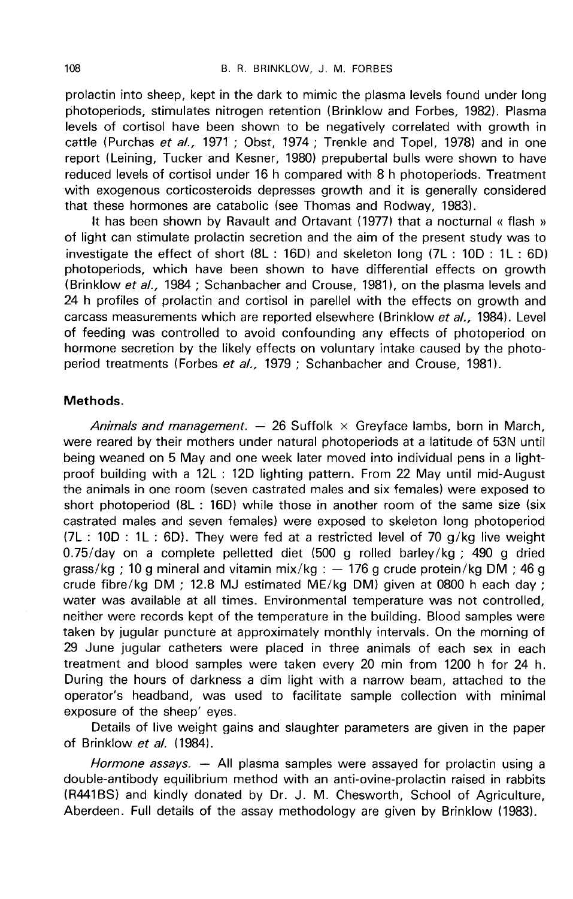prolactin into sheep, kept in the dark to mimic the plasma levels found under long photoperiods, stimulates nitrogen retention (Brinklow and Forbes, 1982). Plasma levels of cortisol have been shown to be negatively correlated with growth in cattle (Purchas *et al.,* 1971 ; Obst, 1974 ; Trenkle and Topel, 1978) and in one report (Leining, Tucker and Kesner, 1980) prepubertal bulls were shown to have reduced levels of cortisol under 16 h compared with 8 h photoperiods. Treatment with exogenous corticosteroids depresses growth and it is generally considered that these hormones are catabolic (see Thomas and Rodway, 1983).

It has been shown by Ravault and Ortavant (1977) that a nocturnal « flash » of light can stimulate prolactin secretion and the aim of the present study was to investigate the effect of short (8L : 16D) and skeleton long (7L : 10D : 1L : 6D) photoperiods, which have been shown to have differential effects on growth (Brinklow *et al.,* 1984 ; Schanbacher and Crouse, 1981), on the plasma levels and 24 h profiles of prolactin and cortisol in parellel with the effects on growth and carcass measurements which are reported elsewhere (Brinklow *et al.,* 1984). Level of feeding was controlled to avoid confounding any effects of photoperiod on hormone secretion by the likely effects on voluntary intake caused by the photoperiod treatments (Forbes *et al.,* 1979 ; Schanbacher and Crouse, 1981).

## Methods.

*Animals and management.* — 26 Suffolk × Greyface lambs, born in March, were reared by their mothers under natural photoperiods at a latitude of 53N until being weaned on 5 May and one week later moved into individual pens in a light-proof building with a 12L : 12D lighting pattern. From 22 May until mid-August the animals in one room (seven castrated males and six females) were exposed to short photoperiod (8L : 16D) while those in another room of the same size (six castrated males and seven females) were exposed to skeleton long photoperiod (7L : 10D : 1L : 6D). They were fed at a restricted level of 70 g/kg live weight 0.75/day on a complete pelletted diet (500 g rolled barley/kg ; 490 g dried grass/kg ; 10 g mineral and vitamin mix/kg : — 176 g crude protein/kg DM ; 46 g crude fibre/kg DM ; 12.8 MJ estimated ME/kg DM) given at 0800 h each day ; water was available at all times. Environmental temperature was not controlled, neither were records kept of the temperature in the building. Blood samples were taken by jugular puncture at approximately monthly intervals. On the morning of 29 June jugular catheters were placed in three animals of each sex in each treatment and blood samples were taken every 20 min from 1200 h for 24 h. During the hours of darkness a dim light with a narrow beam, attached to the operator's headband, was used to facilitate sample collection with minimal exposure of the sheep' eyes.

Details of live weight gains and slaughter parameters are given in the paper of Brinklow *et al.* (1984).

*Hormone assays.* — All plasma samples were assayed for prolactin using a double-antibody equilibrium method with an anti-ovine-prolactin raised in rabbits (R441BS) and kindly donated by Dr. J. M. Chesworth, School of Agriculture, Aberdeen. Full details of the assay methodology are given by Brinklow (1983).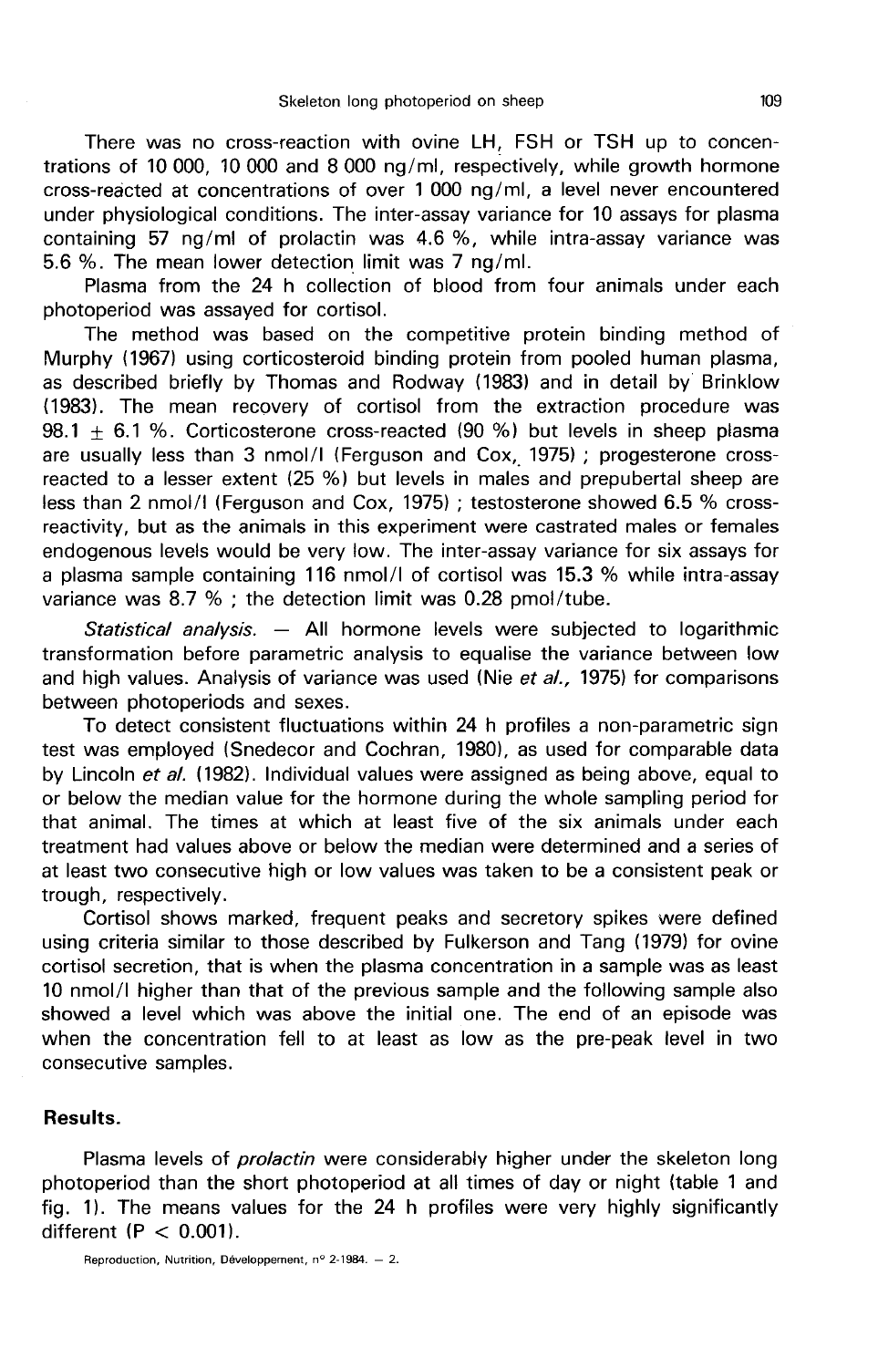There was no cross-reaction with ovine LH, FSH or TSH up to concentrations of 10 000, 10 000 and 8 000 ng/ml, respectively, while growth hormone cross-reacted at concentrations of over 1 000 ng/ml, a level never encountered under physiological conditions. The inter-assay variance for 10 assays for plasma containing 57 ng/ml of prolactin was 4.6 %, while intra-assay variance was 5.6 %. The mean lower detection limit was 7 ng/ml.

Plasma from the 24 h collection of blood from four animals under each photoperiod was assayed for cortisol.

The method was based on the competitive protein binding method of Murphy (1967) using corticosteroid binding protein from pooled human plasma, as described briefly by Thomas and Rodway (1983) and in detail by Brinklow (1983). The mean recovery of cortisol from the extraction procedure was 98.1 $\pm$ 6.1 %. Corticosterone cross-reacted (90 %) but levels in sheep plasma are usually less than 3 nmol/l (Ferguson and Cox, 1975) ; progesterone cross-reacted to a lesser extent (25 %) but levels in males and prepubertal sheep are less than 2 nmol/l (Ferguson and Cox, 1975) ; testosterone showed 6.5 % cross-reactivity, but as the animals in this experiment were castrated males or females endogenous levels would be very low. The inter-assay variance for six assays for a plasma sample containing 116 nmol/l of cortisol was 15.3 % while intra-assay variance was 8.7 % ; the detection limit was 0.28 pmol/tube.

*Statistical analysis.* — All hormone levels were subjected to logarithmic transformation before parametric analysis to equalise the variance between low and high values. Analysis of variance was used (Nie *et al.,* 1975) for comparisons between photoperiods and sexes.

To detect consistent fluctuations within 24 h profiles a non-parametric sign test was employed (Snedecor and Cochran, 1980), as used for comparable data by Lincoln *et al.* (1982). Individual values were assigned as being above, equal to or below the median value for the hormone during the whole sampling period for that animal. The times at which at least five of the six animals under each treatment had values above or below the median were determined and a series of at least two consecutive high or low values was taken to be a consistent peak or trough, respectively.

Cortisol shows marked, frequent peaks and secretory spikes were defined using criteria similar to those described by Fulkerson and Tang (1979) for ovine cortisol secretion, that is when the plasma concentration in a sample was as least 10 nmol/l higher than that of the previous sample and the following sample also showed a level which was above the initial one. The end of an episode was when the concentration fell to at least as low as the pre-peak level in two consecutive samples.

## Results.

Plasma levels of *prolactin* were considerably higher under the skeleton long photoperiod than the short photoperiod at all times of day or night (table 1 and fig. 1). The means values for the 24 h profiles were very highly significantly different ($P < 0.001$).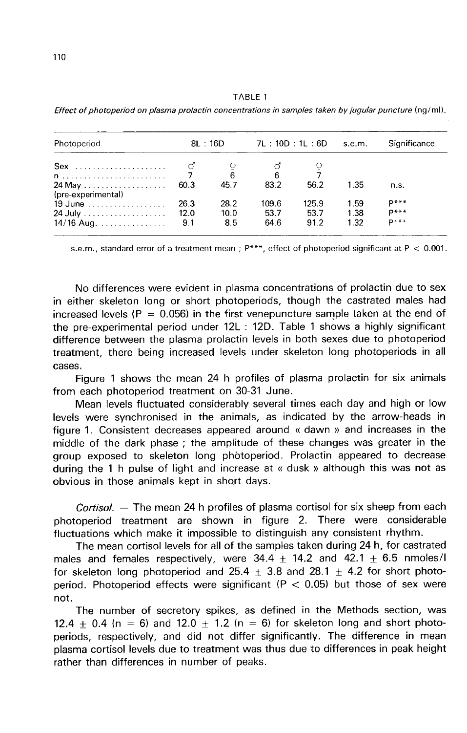TABLE 1

*Effect of photoperiod on plasma prolactin concentrations in samples taken by jugular puncture* (ng/ml).

| Photoperiod | 8L : 16D | | 7L : 10D : 1L : 6D | | s.e.m. | Significance |
|---|---|---|---|---|---|---|
| Sex | ♂ | ♀ | ♂ | ♀ | | |
| n | 7 | 6 | 6 | 7 | | |
| 24 May (pre-experimental) | 60.3 | 45.7 | 83.2 | 56.2 | 1.35 | n.s. |
| 19 June | 26.3 | 28.2 | 109.6 | 125.9 | 1.59 | P*** |
| 24 July | 12.0 | 10.0 | 53.7 | 53.7 | 1.38 | P*** |
| 14/16 Aug. | 9.1 | 8.5 | 64.6 | 91.2 | 1.32 | P*** |

s.e.m., standard error of a treatment mean ; P***, effect of photoperiod significant at $P < 0.001$.

No differences were evident in plasma concentrations of prolactin due to sex in either skeleton long or short photoperiods, though the castrated males had increased levels ($P = 0.056$) in the first venepuncture sample taken at the end of the pre-experimental period under 12L : 12D. Table 1 shows a highly significant difference between the plasma prolactin levels in both sexes due to photoperiod treatment, there being increased levels under skeleton long photoperiods in all cases.

Figure 1 shows the mean 24 h profiles of plasma prolactin for six animals from each photoperiod treatment on 30-31 June.

Mean levels fluctuated considerably several times each day and high or low levels were synchronised in the animals, as indicated by the arrow-heads in figure 1. Consistent decreases appeared around « dawn » and increases in the middle of the dark phase ; the amplitude of these changes was greater in the group exposed to skeleton long photoperiod. Prolactin appeared to decrease during the 1 h pulse of light and increase at « dusk » although this was not as obvious in those animals kept in short days.

*Cortisol.* — The mean 24 h profiles of plasma cortisol for six sheep from each photoperiod treatment are shown in figure 2. There were considerable fluctuations which make it impossible to distinguish any consistent rhythm.

The mean cortisol levels for all of the samples taken during 24 h, for castrated males and females respectively, were $34.4 \pm 14.2$ and $42.1 \pm 6.5$ nmoles/l for skeleton long photoperiod and $25.4 \pm 3.8$ and $28.1 \pm 4.2$ for short photoperiod. Photoperiod effects were significant ($P < 0.05$) but those of sex were not.

The number of secretory spikes, as defined in the Methods section, was $12.4 \pm 0.4$ ($n = 6$) and $12.0 \pm 1.2$ ($n = 6$) for skeleton long and short photoperiods, respectively, and did not differ significantly. The difference in mean plasma cortisol levels due to treatment was thus due to differences in peak height rather than differences in number of peaks.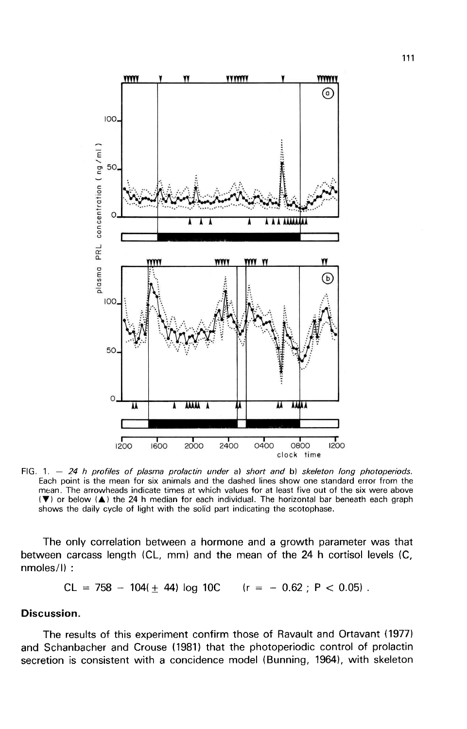FIG. 1. — *24 h profiles of plasma prolactin under* a) *short and* b) *skeleton long photoperiods.* Each point is the mean for six animals and the dashed lines show one standard error from the mean. The arrowheads indicate times at which values for at least five out of the six were above (▼) or below (▲) the 24 h median for each individual. The horizontal bar beneath each graph shows the daily cycle of light with the solid part indicating the scotophase.

The only correlation between a hormone and a growth parameter was that between carcass length (CL, mm) and the mean of the 24 h cortisol levels (C, nmoles/l) :

$$CL = 758 - 104(\pm 44) \log 10C \qquad (r = -0.62 \ ; \ P < 0.05) .$$

## Discussion.

The results of this experiment confirm those of Ravault and Ortavant (1977) and Schanbacher and Crouse (1981) that the photoperiodic control of prolactin secretion is consistent with a concidence model (Bunning, 1964), with skeleton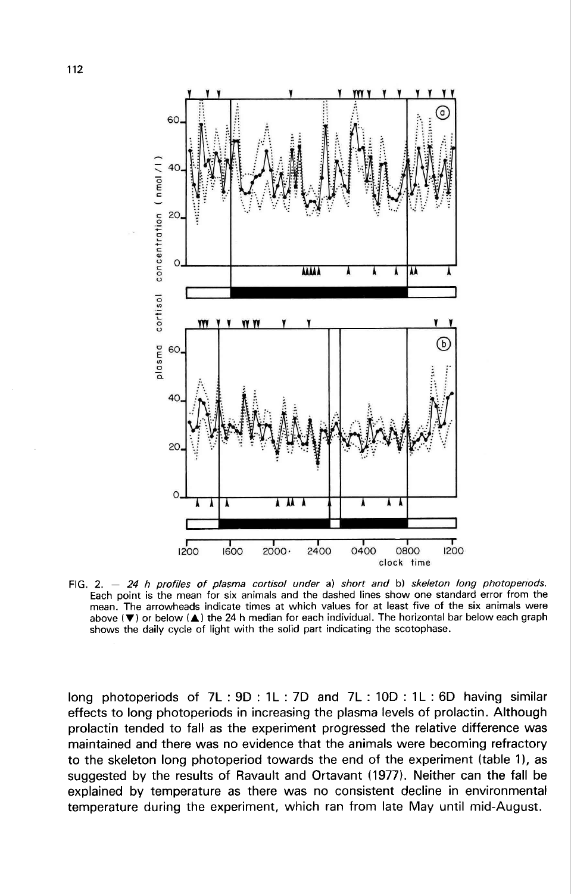FIG. 2. — *24 h profiles of plasma cortisol under* a) *short and* b) *skeleton long photoperiods.* Each point is the mean for six animals and the dashed lines show one standard error from the mean. The arrowheads indicate times at which values for at least five of the six animals were above (▼) or below (▲) the 24 h median for each individual. The horizontal bar below each graph shows the daily cycle of light with the solid part indicating the scotophase.

long photoperiods of 7L : 9D : 1L : 7D and 7L : 10D : 1L : 6D having similar effects to long photoperiods in increasing the plasma levels of prolactin. Although prolactin tended to fall as the experiment progressed the relative difference was maintained and there was no evidence that the animals were becoming refractory to the skeleton long photoperiod towards the end of the experiment (table 1), as suggested by the results of Ravault and Ortavant (1977). Neither can the fall be explained by temperature as there was no consistent decline in environmental temperature during the experiment, which ran from late May until mid-August.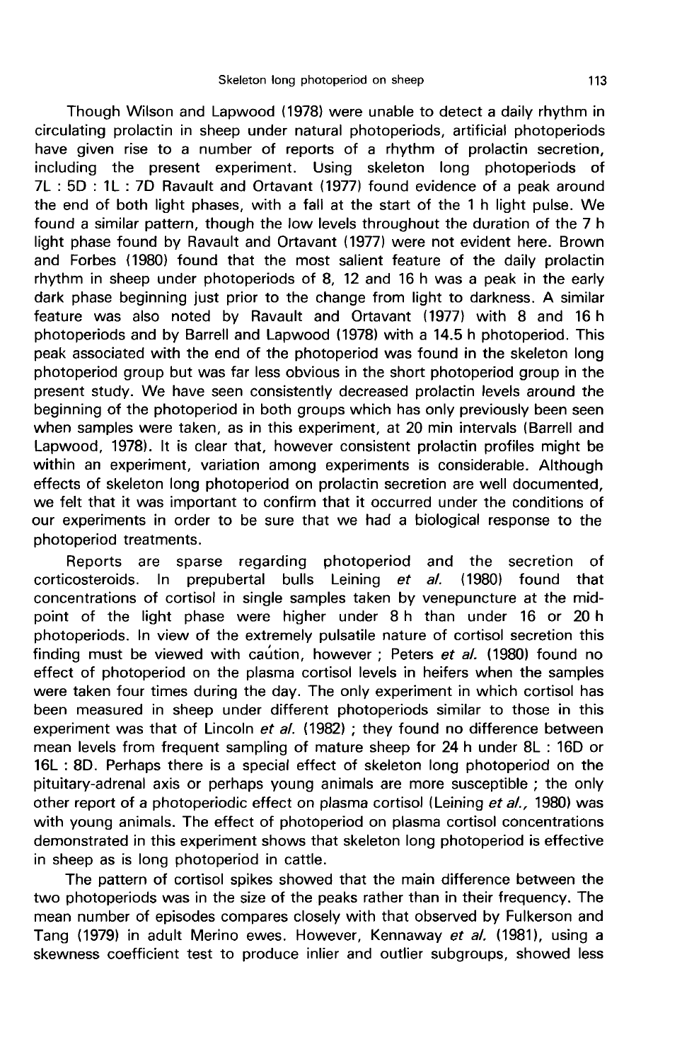Though Wilson and Lapwood (1978) were unable to detect a daily rhythm in circulating prolactin in sheep under natural photoperiods, artificial photoperiods have given rise to a number of reports of a rhythm of prolactin secretion, including the present experiment. Using skeleton long photoperiods of 7L : 5D : 1L : 7D Ravault and Ortavant (1977) found evidence of a peak around the end of both light phases, with a fall at the start of the 1 h light pulse. We found a similar pattern, though the low levels throughout the duration of the 7 h light phase found by Ravault and Ortavant (1977) were not evident here. Brown and Forbes (1980) found that the most salient feature of the daily prolactin rhythm in sheep under photoperiods of 8, 12 and 16 h was a peak in the early dark phase beginning just prior to the change from light to darkness. A similar feature was also noted by Ravault and Ortavant (1977) with 8 and 16 h photoperiods and by Barrell and Lapwood (1978) with a 14.5 h photoperiod. This peak associated with the end of the photoperiod was found in the skeleton long photoperiod group but was far less obvious in the short photoperiod group in the present study. We have seen consistently decreased prolactin levels around the beginning of the photoperiod in both groups which has only previously been seen when samples were taken, as in this experiment, at 20 min intervals (Barrell and Lapwood, 1978). It is clear that, however consistent prolactin profiles might be within an experiment, variation among experiments is considerable. Although effects of skeleton long photoperiod on prolactin secretion are well documented, we felt that it was important to confirm that it occurred under the conditions of our experiments in order to be sure that we had a biological response to the photoperiod treatments.

Reports are sparse regarding photoperiod and the secretion of corticosteroids. In prepubertal bulls Leining *et al.* (1980) found that concentrations of cortisol in single samples taken by venepuncture at the mid-point of the light phase were higher under 8 h than under 16 or 20 h photoperiods. In view of the extremely pulsatile nature of cortisol secretion this finding must be viewed with caution, however ; Peters *et al.* (1980) found no effect of photoperiod on the plasma cortisol levels in heifers when the samples were taken four times during the day. The only experiment in which cortisol has been measured in sheep under different photoperiods similar to those in this experiment was that of Lincoln *et al.* (1982) ; they found no difference between mean levels from frequent sampling of mature sheep for 24 h under 8L : 16D or 16L : 8D. Perhaps there is a special effect of skeleton long photoperiod on the pituitary-adrenal axis or perhaps young animals are more susceptible ; the only other report of a photoperiodic effect on plasma cortisol (Leining *et al.,* 1980) was with young animals. The effect of photoperiod on plasma cortisol concentrations demonstrated in this experiment shows that skeleton long photoperiod is effective in sheep as is long photoperiod in cattle.

The pattern of cortisol spikes showed that the main difference between the two photoperiods was in the size of the peaks rather than in their frequency. The mean number of episodes compares closely with that observed by Fulkerson and Tang (1979) in adult Merino ewes. However, Kennaway *et al.* (1981), using a skewness coefficient test to produce inlier and outlier subgroups, showed less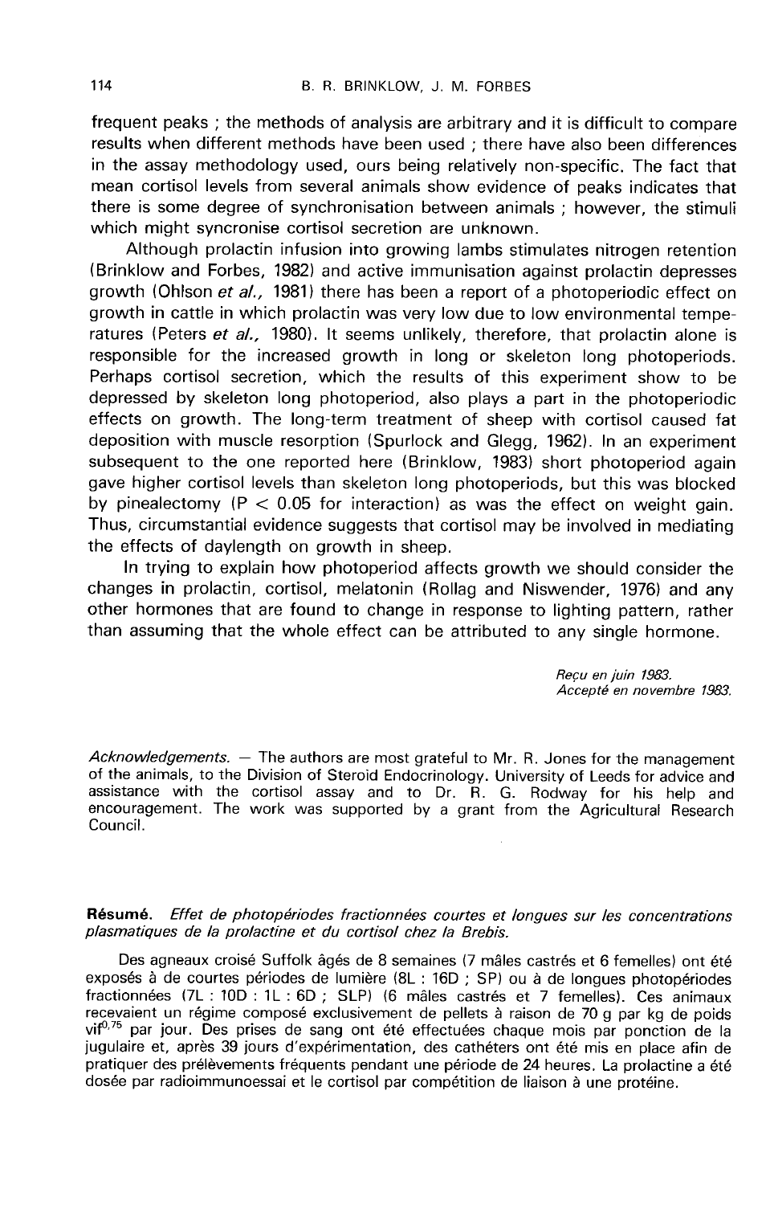frequent peaks ; the methods of analysis are arbitrary and it is difficult to compare results when different methods have been used ; there have also been differences in the assay methodology used, ours being relatively non-specific. The fact that mean cortisol levels from several animals show evidence of peaks indicates that there is some degree of synchronisation between animals ; however, the stimuli which might syncronise cortisol secretion are unknown.

Although prolactin infusion into growing lambs stimulates nitrogen retention (Brinklow and Forbes, 1982) and active immunisation against prolactin depresses growth (Ohlson *et al.,* 1981) there has been a report of a photoperiodic effect on growth in cattle in which prolactin was very low due to low environmental temperatures (Peters *et al.,* 1980). It seems unlikely, therefore, that prolactin alone is responsible for the increased growth in long or skeleton long photoperiods. Perhaps cortisol secretion, which the results of this experiment show to be depressed by skeleton long photoperiod, also plays a part in the photoperiodic effects on growth. The long-term treatment of sheep with cortisol caused fat deposition with muscle resorption (Spurlock and Glegg, 1962). In an experiment subsequent to the one reported here (Brinklow, 1983) short photoperiod again gave higher cortisol levels than skeleton long photoperiods, but this was blocked by pinealectomy ($P < 0.05$ for interaction) as was the effect on weight gain. Thus, circumstantial evidence suggests that cortisol may be involved in mediating the effects of daylength on growth in sheep.

In trying to explain how photoperiod affects growth we should consider the changes in prolactin, cortisol, melatonin (Rollag and Niswender, 1976) and any other hormones that are found to change in response to lighting pattern, rather than assuming that the whole effect can be attributed to any single hormone.

*Reçu en juin 1983.*
*Accepté en novembre 1983.*

*Acknowledgements.* — The authors are most grateful to Mr. R. Jones for the management of the animals, to the Division of Steroid Endocrinology. University of Leeds for advice and assistance with the cortisol assay and to Dr. R. G. Rodway for his help and encouragement. The work was supported by a grant from the Agricultural Research Council.

**Résumé.** *Effet de photopériodes fractionnées courtes et longues sur les concentrations plasmatiques de la prolactine et du cortisol chez la Brebis.*

Des agneaux croisé Suffolk âgés de 8 semaines (7 mâles castrés et 6 femelles) ont été exposés à de courtes périodes de lumière (8L : 16D ; SP) ou à de longues photopériodes fractionnées (7L : 10D : 1L : 6D ; SLP) (6 mâles castrés et 7 femelles). Ces animaux recevaient un régime composé exclusivement de pellets à raison de 70 g par kg de poids vif$^{0,75}$ par jour. Des prises de sang ont été effectuées chaque mois par ponction de la jugulaire et, après 39 jours d'expérimentation, des cathéters ont été mis en place afin de pratiquer des prélèvements fréquents pendant une période de 24 heures. La prolactine a été dosée par radioimmunoessai et le cortisol par compétition de liaison à une protéine.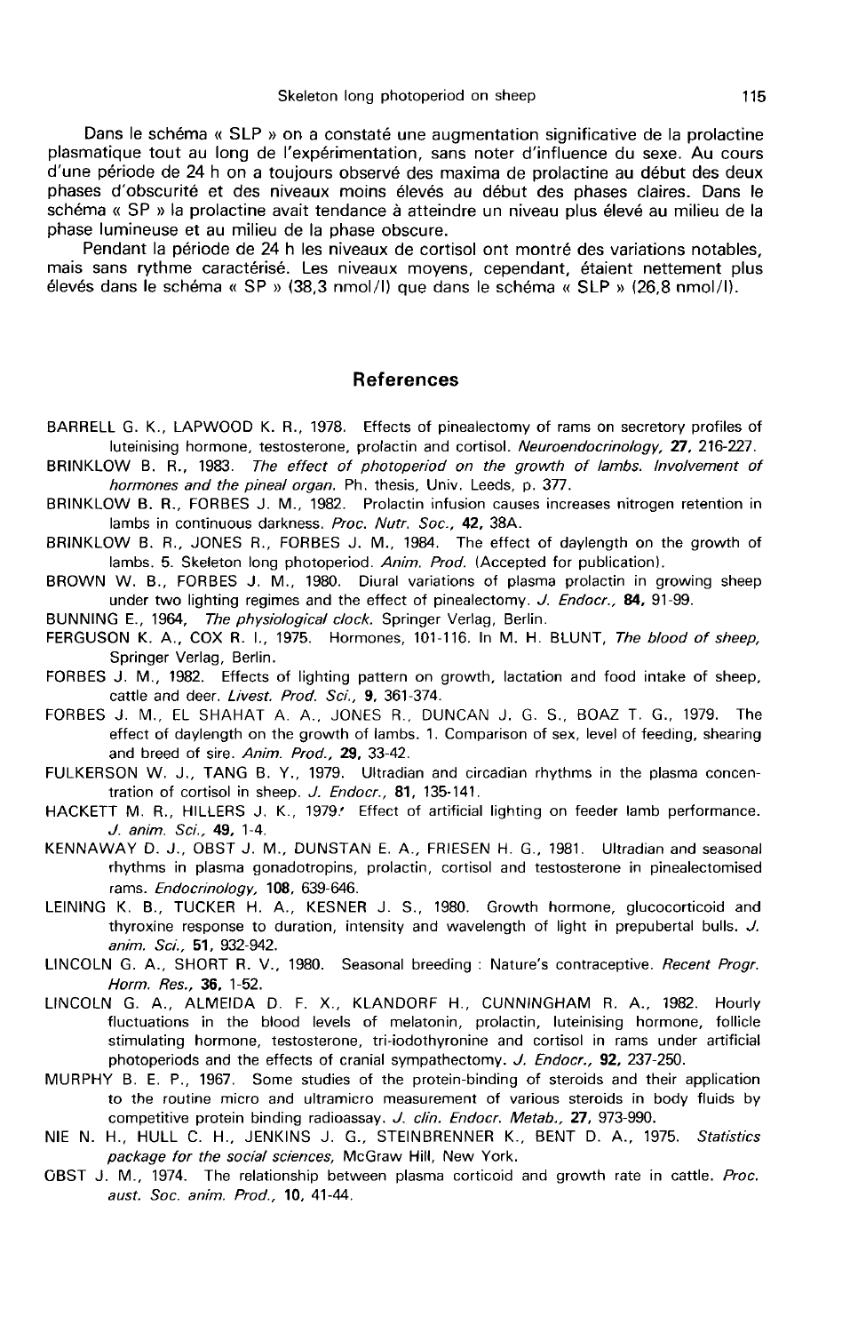Dans le schéma « SLP » on a constaté une augmentation significative de la prolactine plasmatique tout au long de l'expérimentation, sans noter d'influence du sexe. Au cours d'une période de 24 h on a toujours observé des maxima de prolactine au début des deux phases d'obscurité et des niveaux moins élevés au début des phases claires. Dans le schéma « SP » la prolactine avait tendance à atteindre un niveau plus élevé au milieu de la phase lumineuse et au milieu de la phase obscure.

Pendant la période de 24 h les niveaux de cortisol ont montré des variations notables, mais sans rythme caractérisé. Les niveaux moyens, cependant, étaient nettement plus élevés dans le schéma « SP » (38,3 nmol/l) que dans le schéma « SLP » (26,8 nmol/l).

## References

BARRELL G. K., LAPWOOD K. R., 1978. Effects of pinealectomy of rams on secretory profiles of luteinising hormone, testosterone, prolactin and cortisol. *Neuroendocrinology*, **27**, 216-227.

BRINKLOW B. R., 1983. *The effect of photoperiod on the growth of lambs. Involvement of hormones and the pineal organ.* Ph. thesis, Univ. Leeds, p. 377.

BRINKLOW B. R., FORBES J. M., 1982. Prolactin infusion causes increases nitrogen retention in lambs in continuous darkness. *Proc. Nutr. Soc.*, **42**, 38A.

BRINKLOW B. R., JONES R., FORBES J. M., 1984. The effect of daylength on the growth of lambs. 5. Skeleton long photoperiod. *Anim. Prod.* (Accepted for publication).

BROWN W. B., FORBES J. M., 1980. Diural variations of plasma prolactin in growing sheep under two lighting regimes and the effect of pinealectomy. *J. Endocr.*, **84**, 91-99.

BUNNING E., 1964, *The physiological clock.* Springer Verlag, Berlin.

FERGUSON K. A., COX R. I., 1975. Hormones, 101-116. In M. H. BLUNT, *The blood of sheep,* Springer Verlag, Berlin.

FORBES J. M., 1982. Effects of lighting pattern on growth, lactation and food intake of sheep, cattle and deer. *Livest. Prod. Sci.*, **9**, 361-374.

FORBES J. M., EL SHAHAT A. A., JONES R., DUNCAN J. G. S., BOAZ T. G., 1979. The effect of daylength on the growth of lambs. 1. Comparison of sex, level of feeding, shearing and breed of sire. *Anim. Prod.*, **29**, 33-42.

FULKERSON W. J., TANG B. Y., 1979. Ultradian and circadian rhythms in the plasma concentration of cortisol in sheep. *J. Endocr.*, **81**, 135-141.

HACKETT M. R., HILLERS J. K., 1979. Effect of artificial lighting on feeder lamb performance. *J. anim. Sci.*, **49**, 1-4.

KENNAWAY D. J., OBST J. M., DUNSTAN E. A., FRIESEN H. G., 1981. Ultradian and seasonal rhythms in plasma gonadotropins, prolactin, cortisol and testosterone in pinealectomised rams. *Endocrinology*, **108**, 639-646.

LEINING K. B., TUCKER H. A., KESNER J. S., 1980. Growth hormone, glucocorticoid and thyroxine response to duration, intensity and wavelength of light in prepubertal bulls. *J. anim. Sci.*, **51**, 932-942.

LINCOLN G. A., SHORT R. V., 1980. Seasonal breeding : Nature's contraceptive. *Recent Progr. Horm. Res.*, **36**, 1-52.

LINCOLN G. A., ALMEIDA D. F. X., KLANDORF H., CUNNINGHAM R. A., 1982. Hourly fluctuations in the blood levels of melatonin, prolactin, luteinising hormone, follicle stimulating hormone, testosterone, tri-iodothyronine and cortisol in rams under artificial photoperiods and the effects of cranial sympathectomy. *J. Endocr.*, **92**, 237-250.

MURPHY B. E. P., 1967. Some studies of the protein-binding of steroids and their application to the routine micro and ultramicro measurement of various steroids in body fluids by competitive protein binding radioassay. *J. clin. Endocr. Metab.*, **27**, 973-990.

NIE N. H., HULL C. H., JENKINS J. G., STEINBRENNER K., BENT D. A., 1975. *Statistics package for the social sciences,* McGraw Hill, New York.

OBST J. M., 1974. The relationship between plasma corticoid and growth rate in cattle. *Proc. aust. Soc. anim. Prod.*, **10**, 41-44.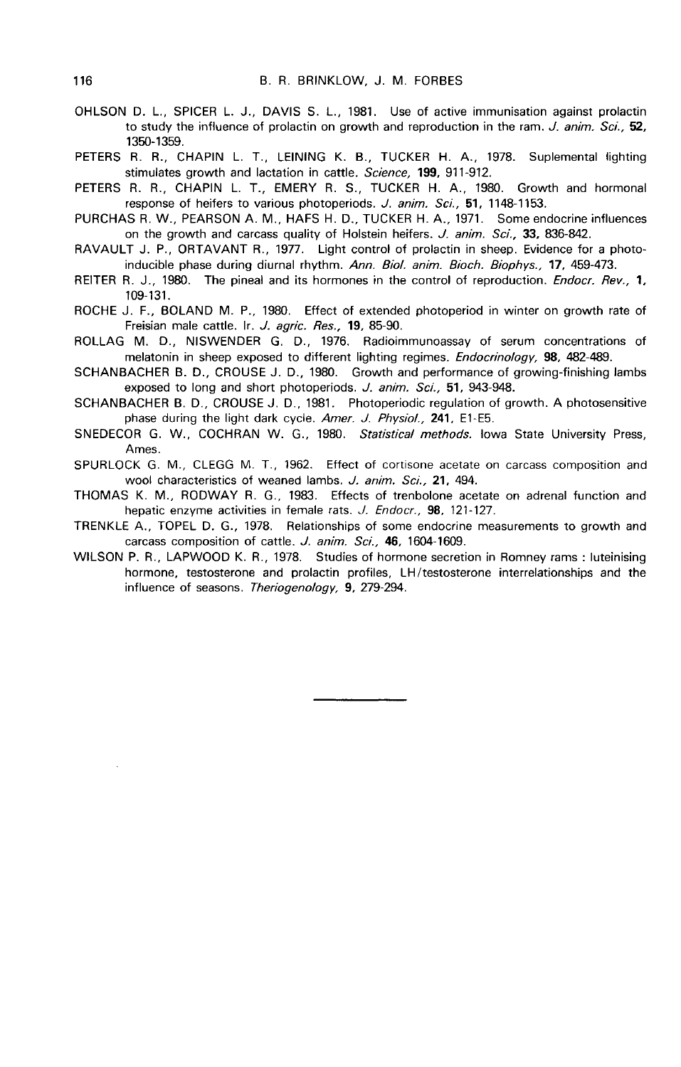OHLSON D. L., SPICER L. J., DAVIS S. L., 1981. Use of active immunisation against prolactin to study the influence of prolactin on growth and reproduction in the ram. *J. anim. Sci.*, **52**, 1350-1359.

PETERS R. R., CHAPIN L. T., LEINING K. B., TUCKER H. A., 1978. Suplemental lighting stimulates growth and lactation in cattle. *Science*, **199**, 911-912.

PETERS R. R., CHAPIN L. T., EMERY R. S., TUCKER H. A., 1980. Growth and hormonal response of heifers to various photoperiods. *J. anim. Sci.*, **51**, 1148-1153.

PURCHAS R. W., PEARSON A. M., HAFS H. D., TUCKER H. A., 1971. Some endocrine influences on the growth and carcass quality of Holstein heifers. *J. anim. Sci.*, **33**, 836-842.

RAVAULT J. P., ORTAVANT R., 1977. Light control of prolactin in sheep. Evidence for a photo-inducible phase during diurnal rhythm. *Ann. Biol. anim. Bioch. Biophys.*, **17**, 459-473.

REITER R. J., 1980. The pineal and its hormones in the control of reproduction. *Endocr. Rev.*, **1**, 109-131.

ROCHE J. F., BOLAND M. P., 1980. Effect of extended photoperiod in winter on growth rate of Freisian male cattle. *Ir. J. agric. Res.*, **19**, 85-90.

ROLLAG M. D., NISWENDER G. D., 1976. Radioimmunoassay of serum concentrations of melatonin in sheep exposed to different lighting regimes. *Endocrinology*, **98**, 482-489.

SCHANBACHER B. D., CROUSE J. D., 1980. Growth and performance of growing-finishing lambs exposed to long and short photoperiods. *J. anim. Sci.*, **51**, 943-948.

SCHANBACHER B. D., CROUSE J. D., 1981. Photoperiodic regulation of growth. A photosensitive phase during the light dark cycle. *Amer. J. Physiol.*, **241**, E1-E5.

SNEDECOR G. W., COCHRAN W. G., 1980. *Statistical methods*. Iowa State University Press, Ames.

SPURLOCK G. M., CLEGG M. T., 1962. Effect of cortisone acetate on carcass composition and wool characteristics of weaned lambs. *J. anim. Sci.*, **21**, 494.

THOMAS K. M., RODWAY R. G., 1983. Effects of trenbolone acetate on adrenal function and hepatic enzyme activities in female rats. *J. Endocr.*, **98**, 121-127.

TRENKLE A., TOPEL D. G., 1978. Relationships of some endocrine measurements to growth and carcass composition of cattle. *J. anim. Sci.*, **46**, 1604-1609.

WILSON P. R., LAPWOOD K. R., 1978. Studies of hormone secretion in Romney rams : luteinising hormone, testosterone and prolactin profiles, LH/testosterone interrelationships and the influence of seasons. *Theriogenology*, **9**, 279-294.